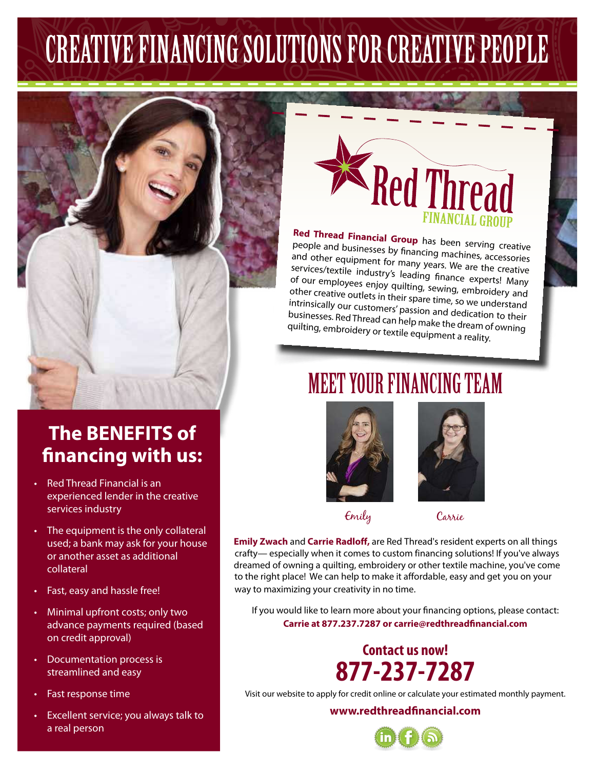# CREATIVE FINANCING SOLUTIONS FOR CREATIVE PEOPLE

Red Thread
FINANCIAL GROUP

**Red Thread Financial Group** has been serving creative people and businesses by financing machines, accessories and other equipment for many years. We are the creative services/textile industry's leading finance experts! Many of our employees enjoy quilting, sewing, embroidery and other creative outlets in their spare time, so we understand intrinsically our customers' passion and dedication to their businesses. Red Thread can help make the dream of owning quilting, embroidery or textile equipment a reality.

## The BENEFITS of financing with us:

- Red Thread Financial is an experienced lender in the creative services industry
- The equipment is the only collateral used; a bank may ask for your house or another asset as additional collateral
- Fast, easy and hassle free!
- Minimal upfront costs; only two advance payments required (based on credit approval)
- Documentation process is streamlined and easy
- Fast response time
- Excellent service; you always talk to a real person

## MEET YOUR FINANCING TEAM

Emily     Carrie

**Emily Zwach** and **Carrie Radloff,** are Red Thread's resident experts on all things crafty— especially when it comes to custom financing solutions! If you've always dreamed of owning a quilting, embroidery or other textile machine, you've come to the right place! We can help to make it affordable, easy and get you on your way to maximizing your creativity in no time.

If you would like to learn more about your financing options, please contact:
**Carrie at 877.237.7287 or carrie@redthreadfinancial.com**

## Contact us now!
## 877-237-7287

Visit our website to apply for credit online or calculate your estimated monthly payment.

**www.redthreadfinancial.com**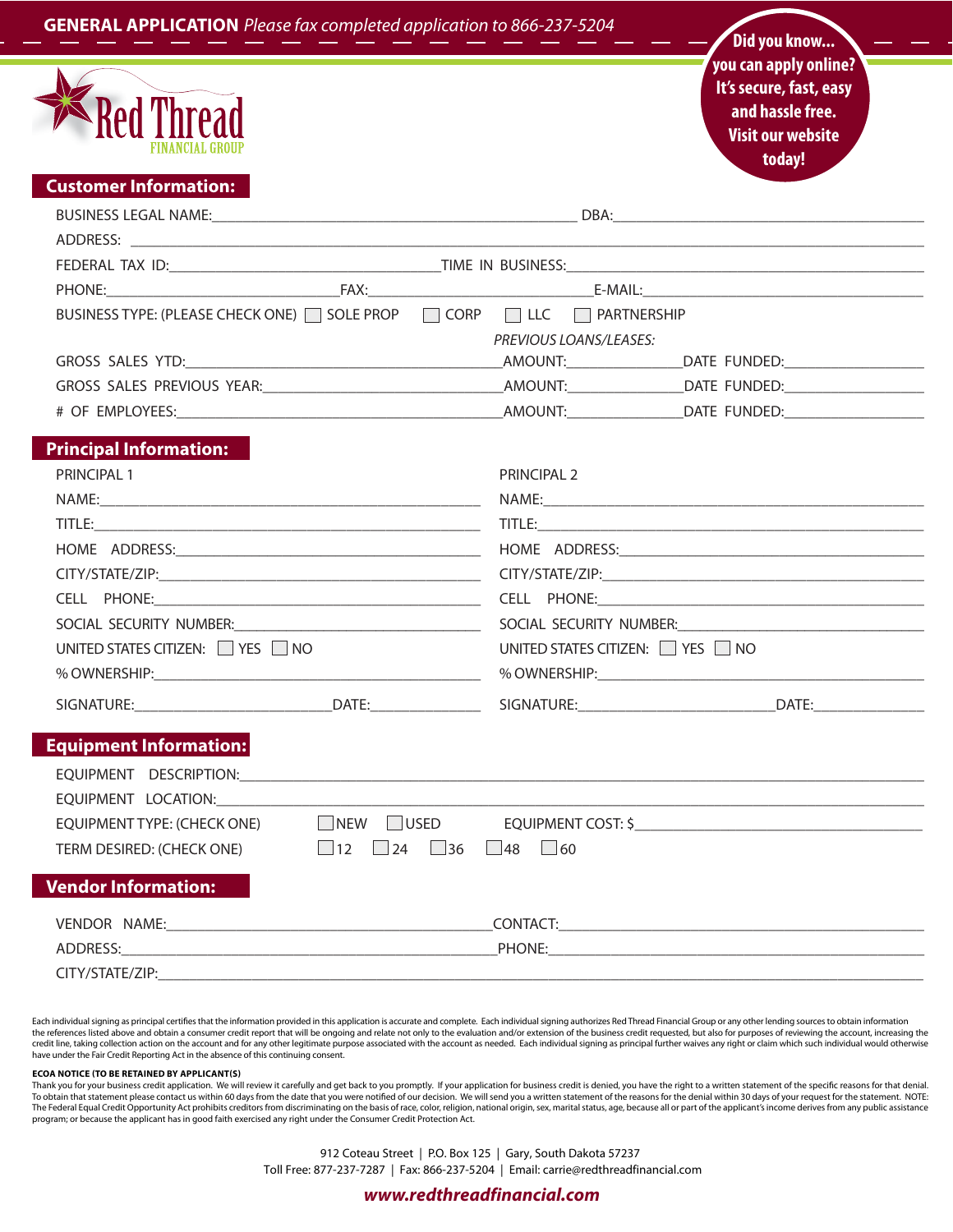**GENERAL APPLICATION** *Please fax completed application to 866-237-5204*

Did you know... you can apply online? It's secure, fast, easy and hassle free. Visit our website today!

Red Thread FINANCIAL GROUP

## Customer Information:

BUSINESS LEGAL NAME:\_\_\_\_\_\_\_\_\_\_\_\_\_\_\_\_ DBA:\_\_\_\_\_\_\_\_\_\_\_\_\_\_\_\_

ADDRESS: \_\_\_\_\_\_\_\_\_\_\_\_\_\_\_\_

FEDERAL TAX ID:\_\_\_\_\_\_\_\_\_\_\_\_\_\_\_\_ TIME IN BUSINESS:\_\_\_\_\_\_\_\_\_\_\_\_\_\_\_\_

PHONE:\_\_\_\_\_\_\_\_\_\_\_\_\_\_\_\_ FAX:\_\_\_\_\_\_\_\_\_\_\_\_\_\_\_\_ E-MAIL:\_\_\_\_\_\_\_\_\_\_\_\_\_\_\_\_

BUSINESS TYPE: (PLEASE CHECK ONE) ☐ SOLE PROP ☐ CORP ☐ LLC ☐ PARTNERSHIP

*PREVIOUS LOANS/LEASES:*

GROSS SALES YTD:\_\_\_\_\_\_\_\_\_\_\_\_\_\_\_\_ AMOUNT:\_\_\_\_\_\_\_\_ DATE FUNDED:\_\_\_\_\_\_\_\_

GROSS SALES PREVIOUS YEAR:\_\_\_\_\_\_\_\_\_\_\_\_\_\_\_\_ AMOUNT:\_\_\_\_\_\_\_\_ DATE FUNDED:\_\_\_\_\_\_\_\_

\# OF EMPLOYEES:\_\_\_\_\_\_\_\_\_\_\_\_\_\_\_\_ AMOUNT:\_\_\_\_\_\_\_\_ DATE FUNDED:\_\_\_\_\_\_\_\_

## Principal Information:

| PRINCIPAL 1 | PRINCIPAL 2 |
|---|---|
| NAME:\_\_\_\_\_\_\_\_ | NAME:\_\_\_\_\_\_\_\_ |
| TITLE:\_\_\_\_\_\_\_\_ | TITLE:\_\_\_\_\_\_\_\_ |
| HOME ADDRESS:\_\_\_\_\_\_\_\_ | HOME ADDRESS:\_\_\_\_\_\_\_\_ |
| CITY/STATE/ZIP:\_\_\_\_\_\_\_\_ | CITY/STATE/ZIP:\_\_\_\_\_\_\_\_ |
| CELL PHONE:\_\_\_\_\_\_\_\_ | CELL PHONE:\_\_\_\_\_\_\_\_ |
| SOCIAL SECURITY NUMBER:\_\_\_\_\_\_\_\_ | SOCIAL SECURITY NUMBER:\_\_\_\_\_\_\_\_ |
| UNITED STATES CITIZEN: ☐ YES ☐ NO | UNITED STATES CITIZEN: ☐ YES ☐ NO |
| % OWNERSHIP:\_\_\_\_\_\_\_\_ | % OWNERSHIP:\_\_\_\_\_\_\_\_ |
| SIGNATURE:\_\_\_\_\_\_\_\_ DATE:\_\_\_\_\_\_\_\_ | SIGNATURE:\_\_\_\_\_\_\_\_ DATE:\_\_\_\_\_\_\_\_ |

## Equipment Information:

EQUIPMENT DESCRIPTION:\_\_\_\_\_\_\_\_\_\_\_\_\_\_\_\_

EQUIPMENT LOCATION:\_\_\_\_\_\_\_\_\_\_\_\_\_\_\_\_

EQUIPMENT TYPE: (CHECK ONE) ☐ NEW ☐ USED EQUIPMENT COST: $\_\_\_\_\_\_\_\_\_\_\_\_\_\_\_\_

TERM DESIRED: (CHECK ONE) ☐ 12 ☐ 24 ☐ 36 ☐ 48 ☐ 60

## Vendor Information:

VENDOR NAME:\_\_\_\_\_\_\_\_\_\_\_\_\_\_\_\_ CONTACT:\_\_\_\_\_\_\_\_\_\_\_\_\_\_\_\_

ADDRESS:\_\_\_\_\_\_\_\_\_\_\_\_\_\_\_\_ PHONE:\_\_\_\_\_\_\_\_\_\_\_\_\_\_\_\_

CITY/STATE/ZIP:\_\_\_\_\_\_\_\_\_\_\_\_\_\_\_\_

Each individual signing as principal certifies that the information provided in this application is accurate and complete. Each individual signing authorizes Red Thread Financial Group or any other lending sources to obtain information the references listed above and obtain a consumer credit report that will be ongoing and relate not only to the evaluation and/or extension of the business credit requested, but also for purposes of reviewing the account, increasing the credit line, taking collection action on the account and for any other legitimate purpose associated with the account as needed. Each individual signing as principal further waives any right or claim which such individual would otherwise have under the Fair Credit Reporting Act in the absence of this continuing consent.

**ECOA NOTICE (TO BE RETAINED BY APPLICANT(S)**

Thank you for your business credit application. We will review it carefully and get back to you promptly. If your application for business credit is denied, you have the right to a written statement of the specific reasons for that denial. To obtain that statement please contact us within 60 days from the date that you were notified of our decision. We will send you a written statement of the reasons for the denial within 30 days of your request for the statement. NOTE: The Federal Equal Credit Opportunity Act prohibits creditors from discriminating on the basis of race, color, religion, national origin, sex, marital status, age, because all or part of the applicant's income derives from any public assistance program; or because the applicant has in good faith exercised any right under the Consumer Credit Protection Act.

912 Coteau Street | P.O. Box 125 | Gary, South Dakota 57237
Toll Free: 877-237-7287 | Fax: 866-237-5204 | Email: carrie@redthreadfinancial.com

***www.redthreadfinancial.com***